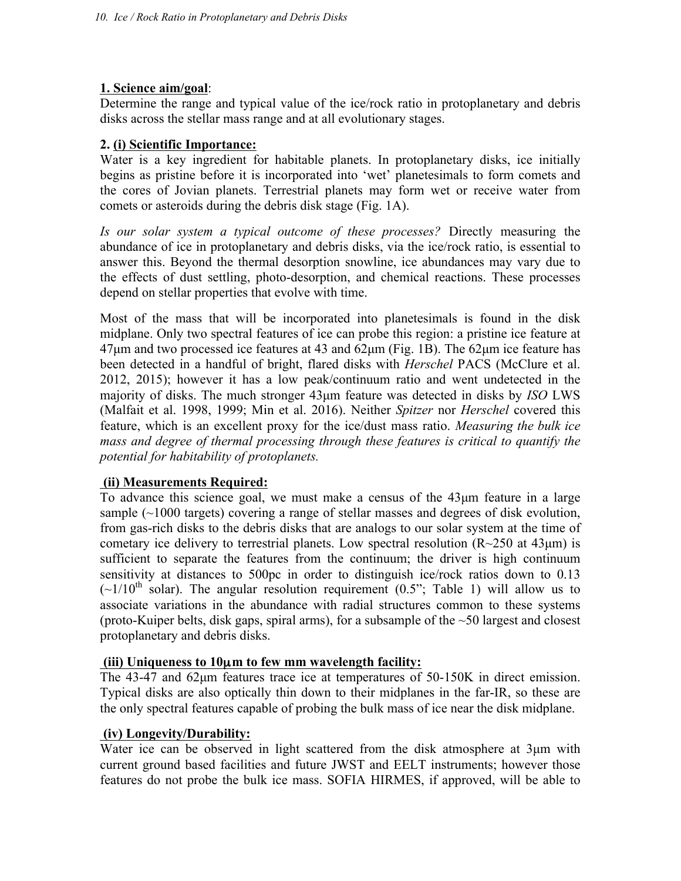**1. Science aim/goal**:
Determine the range and typical value of the ice/rock ratio in protoplanetary and debris disks across the stellar mass range and at all evolutionary stages.

**2. (i) Scientific Importance:**
Water is a key ingredient for habitable planets. In protoplanetary disks, ice initially begins as pristine before it is incorporated into 'wet' planetesimals to form comets and the cores of Jovian planets. Terrestrial planets may form wet or receive water from comets or asteroids during the debris disk stage (Fig. 1A).

*Is our solar system a typical outcome of these processes?* Directly measuring the abundance of ice in protoplanetary and debris disks, via the ice/rock ratio, is essential to answer this. Beyond the thermal desorption snowline, ice abundances may vary due to the effects of dust settling, photo-desorption, and chemical reactions. These processes depend on stellar properties that evolve with time.

Most of the mass that will be incorporated into planetesimals is found in the disk midplane. Only two spectral features of ice can probe this region: a pristine ice feature at 47μm and two processed ice features at 43 and 62μm (Fig. 1B). The 62μm ice feature has been detected in a handful of bright, flared disks with *Herschel* PACS (McClure et al. 2012, 2015); however it has a low peak/continuum ratio and went undetected in the majority of disks. The much stronger 43μm feature was detected in disks by *ISO* LWS (Malfait et al. 1998, 1999; Min et al. 2016). Neither *Spitzer* nor *Herschel* covered this feature, which is an excellent proxy for the ice/dust mass ratio. *Measuring the bulk ice mass and degree of thermal processing through these features is critical to quantify the potential for habitability of protoplanets.*

**(ii) Measurements Required:**
To advance this science goal, we must make a census of the 43μm feature in a large sample (~1000 targets) covering a range of stellar masses and degrees of disk evolution, from gas-rich disks to the debris disks that are analogs to our solar system at the time of cometary ice delivery to terrestrial planets. Low spectral resolution (R~250 at 43μm) is sufficient to separate the features from the continuum; the driver is high continuum sensitivity at distances to 500pc in order to distinguish ice/rock ratios down to 0.13 (~1/10$^{th}$ solar). The angular resolution requirement (0.5"; Table 1) will allow us to associate variations in the abundance with radial structures common to these systems (proto-Kuiper belts, disk gaps, spiral arms), for a subsample of the ~50 largest and closest protoplanetary and debris disks.

**(iii) Uniqueness to 10μm to few mm wavelength facility:**
The 43-47 and 62μm features trace ice at temperatures of 50-150K in direct emission. Typical disks are also optically thin down to their midplanes in the far-IR, so these are the only spectral features capable of probing the bulk mass of ice near the disk midplane.

**(iv) Longevity/Durability:**
Water ice can be observed in light scattered from the disk atmosphere at 3μm with current ground based facilities and future JWST and EELT instruments; however those features do not probe the bulk ice mass. SOFIA HIRMES, if approved, will be able to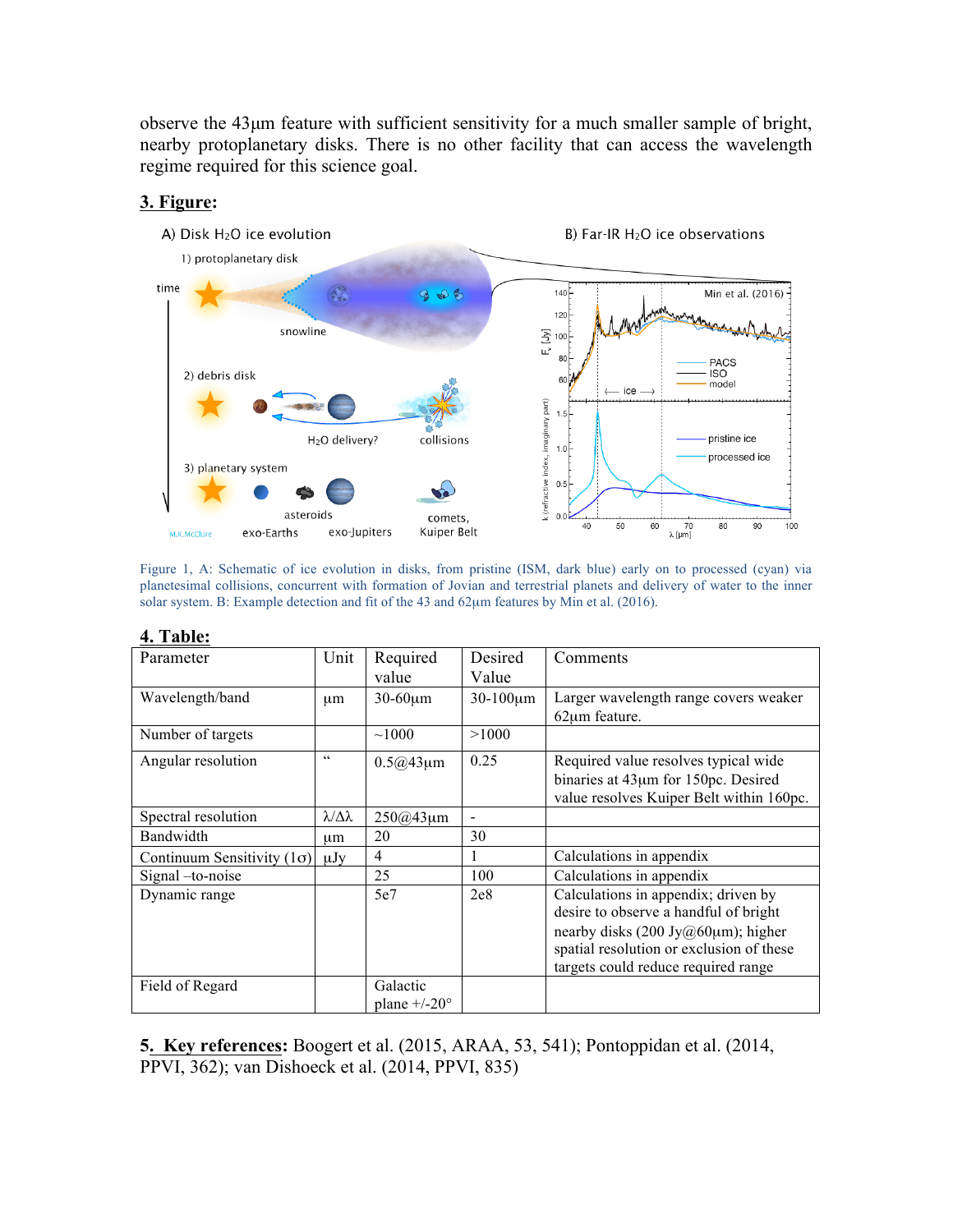observe the 43μm feature with sufficient sensitivity for a much smaller sample of bright, nearby protoplanetary disks. There is no other facility that can access the wavelength regime required for this science goal.

## 3. Figure:

A) Disk $H_2O$ ice evolution

1) protoplanetary disk

time

snowline

2) debris disk

$H_2O$ delivery?

collisions

3) planetary system

asteroids

exo-Earths

exo-Jupiters

comets, Kuiper Belt

M.K.McClure

B) Far-IR $H_2O$ ice observations

Min et al. (2016)

140
120
100
80
60

$F_\nu$ [Jy]

← ice →

PACS
ISO
model

1.5
1.0
0.5
0.0

k (refractive index, imaginary part)

pristine ice
processed ice

40 50 60 70 80 90 100

λ [μm]

Figure 1, A: Schematic of ice evolution in disks, from pristine (ISM, dark blue) early on to processed (cyan) via planetesimal collisions, concurrent with formation of Jovian and terrestrial planets and delivery of water to the inner solar system. B: Example detection and fit of the 43 and 62μm features by Min et al. (2016).

## 4. Table:

| Parameter | Unit | Required value | Desired Value | Comments |
|---|---|---|---|---|
| Wavelength/band | μm | 30-60μm | 30-100μm | Larger wavelength range covers weaker 62μm feature. |
| Number of targets | | ~1000 | >1000 | |
| Angular resolution | " | 0.5@43μm | 0.25 | Required value resolves typical wide binaries at 43μm for 150pc. Desired value resolves Kuiper Belt within 160pc. |
| Spectral resolution | λ/Δλ | 250@43μm | - | |
| Bandwidth | μm | 20 | 30 | |
| Continuum Sensitivity (1σ) | μJy | 4 | 1 | Calculations in appendix |
| Signal –to-noise | | 25 | 100 | Calculations in appendix |
| Dynamic range | | 5e7 | 2e8 | Calculations in appendix; driven by desire to observe a handful of bright nearby disks (200 Jy@60μm); higher spatial resolution or exclusion of these targets could reduce required range |
| Field of Regard | | Galactic plane +/-20° | | |

**5. Key references:** Boogert et al. (2015, ARAA, 53, 541); Pontoppidan et al. (2014, PPVI, 362); van Dishoeck et al. (2014, PPVI, 835)